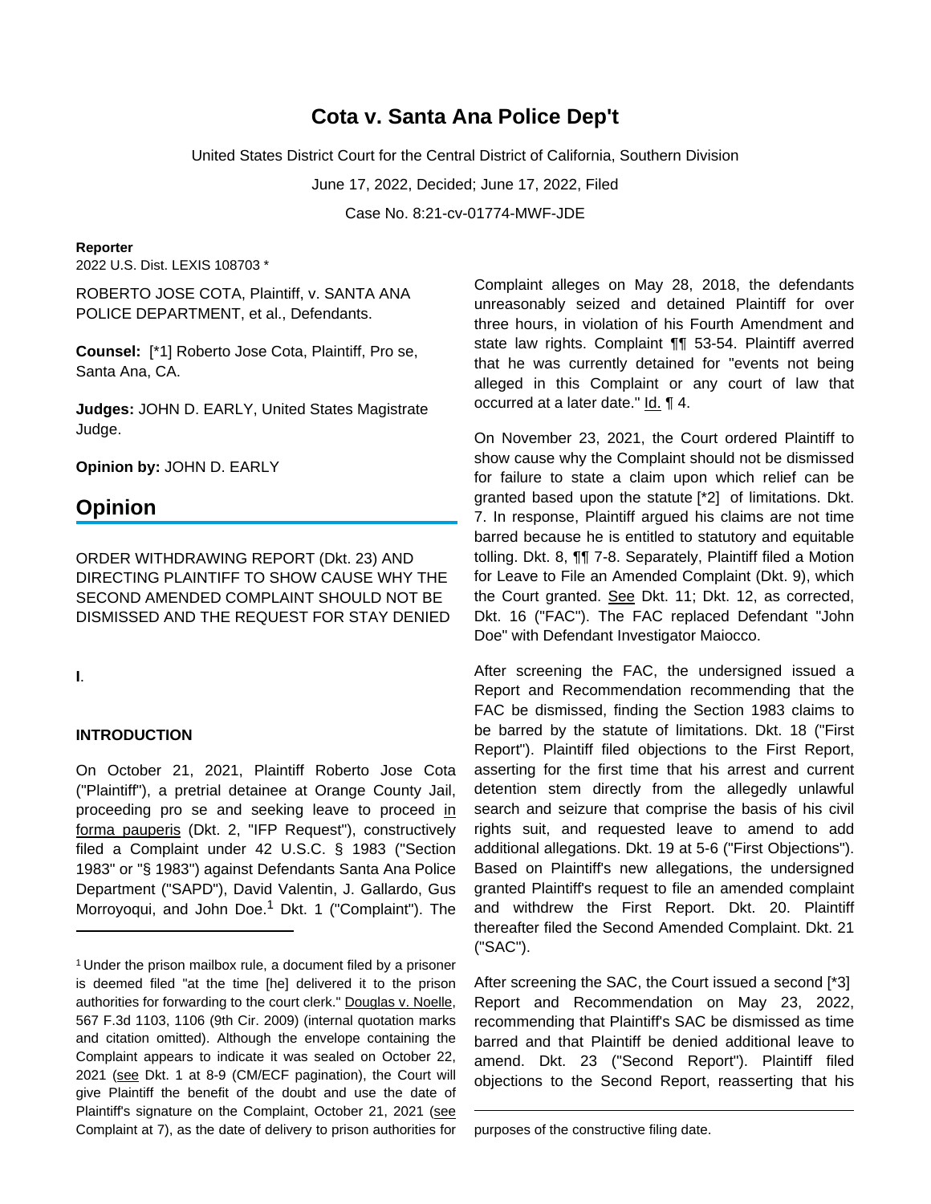# Cota v. Santa Ana Police Dep't

United States District Court for the Central District of California, Southern Division

June 17, 2022, Decided; June 17, 2022, Filed

Case No. 8:21-cv-01774-MWF-JDE

**Reporter**

2022 U.S. Dist. LEXIS 108703 *

ROBERTO JOSE COTA, Plaintiff, v. SANTA ANA POLICE DEPARTMENT, et al., Defendants.

**Counsel:** [*1] Roberto Jose Cota, Plaintiff, Pro se, Santa Ana, CA.

**Judges:** JOHN D. EARLY, United States Magistrate Judge.

**Opinion by:** JOHN D. EARLY

## Opinion

ORDER WITHDRAWING REPORT (Dkt. 23) AND DIRECTING PLAINTIFF TO SHOW CAUSE WHY THE SECOND AMENDED COMPLAINT SHOULD NOT BE DISMISSED AND THE REQUEST FOR STAY DENIED

**I**.

**INTRODUCTION**

On October 21, 2021, Plaintiff Roberto Jose Cota ("Plaintiff"), a pretrial detainee at Orange County Jail, proceeding pro se and seeking leave to proceed in forma pauperis (Dkt. 2, "IFP Request"), constructively filed a Complaint under 42 U.S.C. § 1983 ("Section 1983" or "§ 1983") against Defendants Santa Ana Police Department ("SAPD"), David Valentin, J. Gallardo, Gus Morroyoqui, and John Doe.[1] Dkt. 1 ("Complaint"). The Complaint alleges on May 28, 2018, the defendants unreasonably seized and detained Plaintiff for over three hours, in violation of his Fourth Amendment and state law rights. Complaint ¶¶ 53-54. Plaintiff averred that he was currently detained for "events not being alleged in this Complaint or any court of law that occurred at a later date." Id. ¶ 4.

On November 23, 2021, the Court ordered Plaintiff to show cause why the Complaint should not be dismissed for failure to state a claim upon which relief can be granted based upon the statute [*2] of limitations. Dkt. 7. In response, Plaintiff argued his claims are not time barred because he is entitled to statutory and equitable tolling. Dkt. 8, ¶¶ 7-8. Separately, Plaintiff filed a Motion for Leave to File an Amended Complaint (Dkt. 9), which the Court granted. See Dkt. 11; Dkt. 12, as corrected, Dkt. 16 ("FAC"). The FAC replaced Defendant "John Doe" with Defendant Investigator Maiocco.

After screening the FAC, the undersigned issued a Report and Recommendation recommending that the FAC be dismissed, finding the Section 1983 claims to be barred by the statute of limitations. Dkt. 18 ("First Report"). Plaintiff filed objections to the First Report, asserting for the first time that his arrest and current detention stem directly from the allegedly unlawful search and seizure that comprise the basis of his civil rights suit, and requested leave to amend to add additional allegations. Dkt. 19 at 5-6 ("First Objections"). Based on Plaintiff's new allegations, the undersigned granted Plaintiff's request to file an amended complaint and withdrew the First Report. Dkt. 20. Plaintiff thereafter filed the Second Amended Complaint. Dkt. 21 ("SAC").

After screening the SAC, the Court issued a second [*3] Report and Recommendation on May 23, 2022, recommending that Plaintiff's SAC be dismissed as time barred and that Plaintiff be denied additional leave to amend. Dkt. 23 ("Second Report"). Plaintiff filed objections to the Second Report, reasserting that his

---

[1] Under the prison mailbox rule, a document filed by a prisoner is deemed filed "at the time [he] delivered it to the prison authorities for forwarding to the court clerk." Douglas v. Noelle, 567 F.3d 1103, 1106 (9th Cir. 2009) (internal quotation marks and citation omitted). Although the envelope containing the Complaint appears to indicate it was sealed on October 22, 2021 (see Dkt. 1 at 8-9 (CM/ECF pagination), the Court will give Plaintiff the benefit of the doubt and use the date of Plaintiff's signature on the Complaint, October 21, 2021 (see Complaint at 7), as the date of delivery to prison authorities for purposes of the constructive filing date.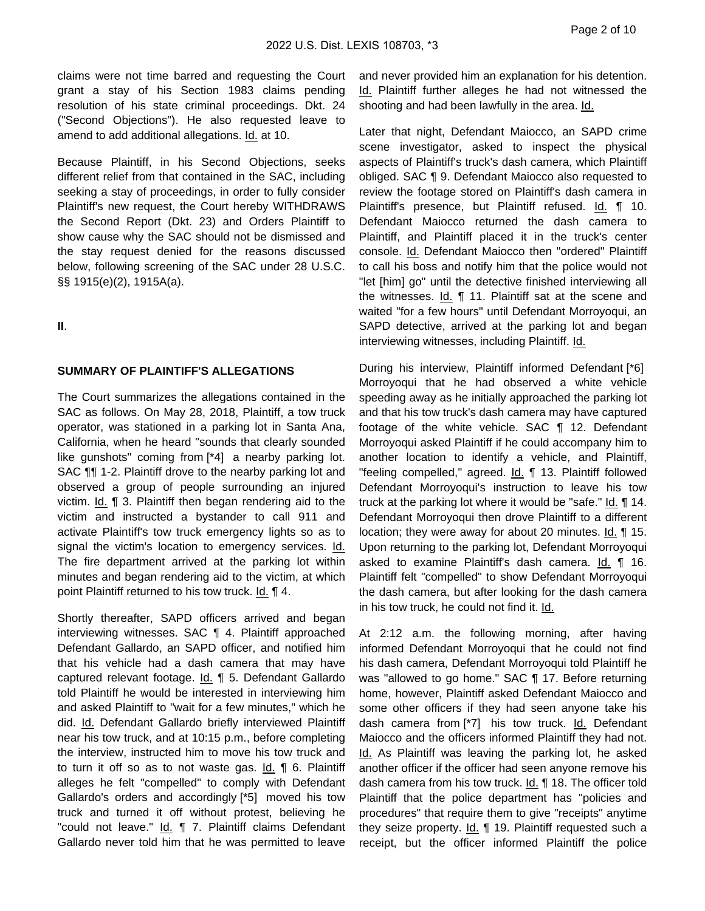claims were not time barred and requesting the Court grant a stay of his Section 1983 claims pending resolution of his state criminal proceedings. Dkt. 24 ("Second Objections"). He also requested leave to amend to add additional allegations. Id. at 10.

Because Plaintiff, in his Second Objections, seeks different relief from that contained in the SAC, including seeking a stay of proceedings, in order to fully consider Plaintiff's new request, the Court hereby WITHDRAWS the Second Report (Dkt. 23) and Orders Plaintiff to show cause why the SAC should not be dismissed and the stay request denied for the reasons discussed below, following screening of the SAC under 28 U.S.C. §§ 1915(e)(2), 1915A(a).

**II**.

## SUMMARY OF PLAINTIFF'S ALLEGATIONS

The Court summarizes the allegations contained in the SAC as follows. On May 28, 2018, Plaintiff, a tow truck operator, was stationed in a parking lot in Santa Ana, California, when he heard "sounds that clearly sounded like gunshots" coming from [*4] a nearby parking lot. SAC ¶¶ 1-2. Plaintiff drove to the nearby parking lot and observed a group of people surrounding an injured victim. Id. ¶ 3. Plaintiff then began rendering aid to the victim and instructed a bystander to call 911 and activate Plaintiff's tow truck emergency lights so as to signal the victim's location to emergency services. Id. The fire department arrived at the parking lot within minutes and began rendering aid to the victim, at which point Plaintiff returned to his tow truck. Id. ¶ 4.

Shortly thereafter, SAPD officers arrived and began interviewing witnesses. SAC ¶ 4. Plaintiff approached Defendant Gallardo, an SAPD officer, and notified him that his vehicle had a dash camera that may have captured relevant footage. Id. ¶ 5. Defendant Gallardo told Plaintiff he would be interested in interviewing him and asked Plaintiff to "wait for a few minutes," which he did. Id. Defendant Gallardo briefly interviewed Plaintiff near his tow truck, and at 10:15 p.m., before completing the interview, instructed him to move his tow truck and to turn it off so as to not waste gas. Id. ¶ 6. Plaintiff alleges he felt "compelled" to comply with Defendant Gallardo's orders and accordingly [*5] moved his tow truck and turned it off without protest, believing he "could not leave." Id. ¶ 7. Plaintiff claims Defendant Gallardo never told him that he was permitted to leave and never provided him an explanation for his detention. Id. Plaintiff further alleges he had not witnessed the shooting and had been lawfully in the area. Id.

Later that night, Defendant Maiocco, an SAPD crime scene investigator, asked to inspect the physical aspects of Plaintiff's truck's dash camera, which Plaintiff obliged. SAC ¶ 9. Defendant Maiocco also requested to review the footage stored on Plaintiff's dash camera in Plaintiff's presence, but Plaintiff refused. Id. ¶ 10. Defendant Maiocco returned the dash camera to Plaintiff, and Plaintiff placed it in the truck's center console. Id. Defendant Maiocco then "ordered" Plaintiff to call his boss and notify him that the police would not "let [him] go" until the detective finished interviewing all the witnesses. Id. ¶ 11. Plaintiff sat at the scene and waited "for a few hours" until Defendant Morroyoqui, an SAPD detective, arrived at the parking lot and began interviewing witnesses, including Plaintiff. Id.

During his interview, Plaintiff informed Defendant [*6] Morroyoqui that he had observed a white vehicle speeding away as he initially approached the parking lot and that his tow truck's dash camera may have captured footage of the white vehicle. SAC ¶ 12. Defendant Morroyoqui asked Plaintiff if he could accompany him to another location to identify a vehicle, and Plaintiff, "feeling compelled," agreed. Id. ¶ 13. Plaintiff followed Defendant Morroyoqui's instruction to leave his tow truck at the parking lot where it would be "safe." Id. ¶ 14. Defendant Morroyoqui then drove Plaintiff to a different location; they were away for about 20 minutes. Id. ¶ 15. Upon returning to the parking lot, Defendant Morroyoqui asked to examine Plaintiff's dash camera. Id. ¶ 16. Plaintiff felt "compelled" to show Defendant Morroyoqui the dash camera, but after looking for the dash camera in his tow truck, he could not find it. Id.

At 2:12 a.m. the following morning, after having informed Defendant Morroyoqui that he could not find his dash camera, Defendant Morroyoqui told Plaintiff he was "allowed to go home." SAC ¶ 17. Before returning home, however, Plaintiff asked Defendant Maiocco and some other officers if they had seen anyone take his dash camera from [*7] his tow truck. Id. Defendant Maiocco and the officers informed Plaintiff they had not. Id. As Plaintiff was leaving the parking lot, he asked another officer if the officer had seen anyone remove his dash camera from his tow truck. Id. ¶ 18. The officer told Plaintiff that the police department has "policies and procedures" that require them to give "receipts" anytime they seize property. Id. ¶ 19. Plaintiff requested such a receipt, but the officer informed Plaintiff the police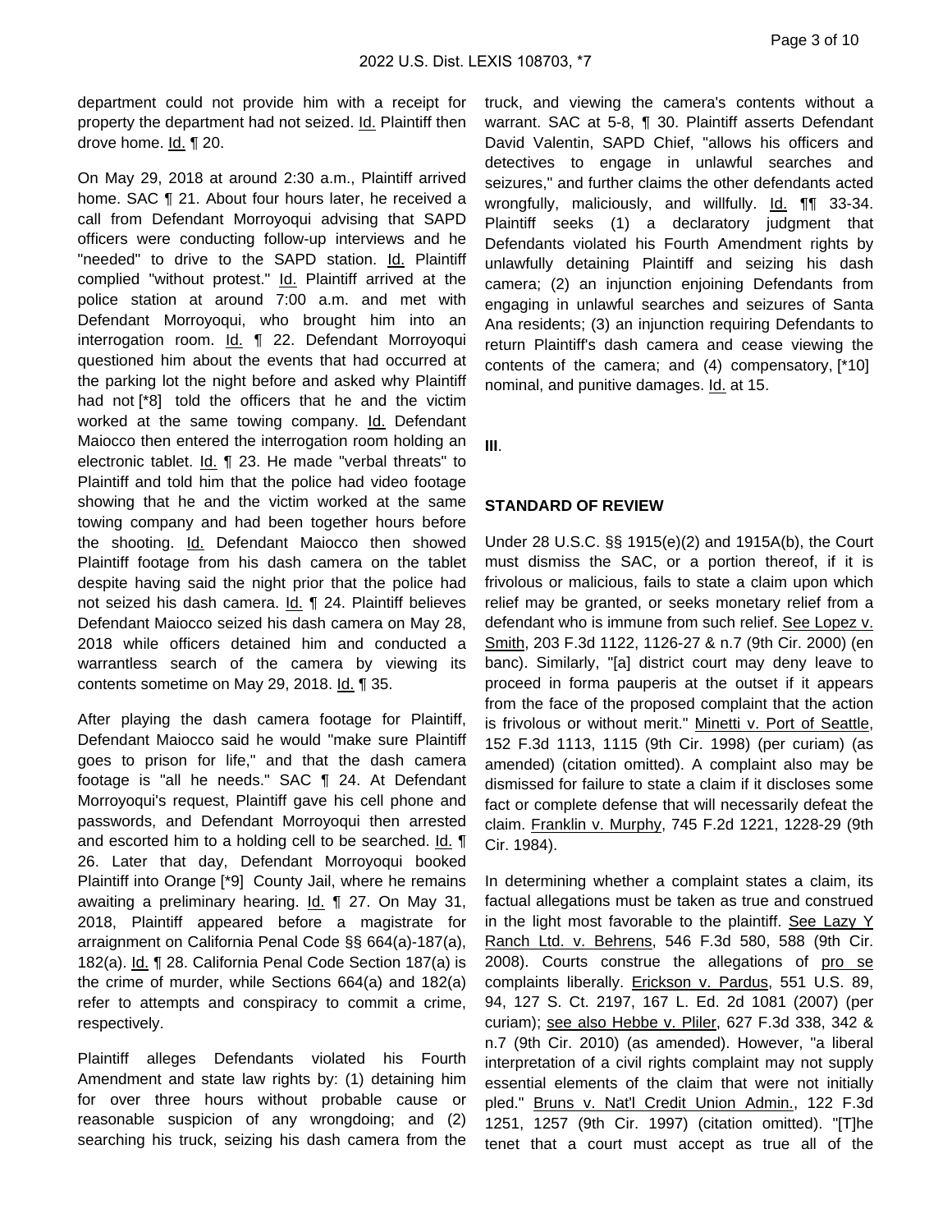department could not provide him with a receipt for property the department had not seized. Id. Plaintiff then drove home. Id. ¶ 20.

On May 29, 2018 at around 2:30 a.m., Plaintiff arrived home. SAC ¶ 21. About four hours later, he received a call from Defendant Morroyoqui advising that SAPD officers were conducting follow-up interviews and he "needed" to drive to the SAPD station. Id. Plaintiff complied "without protest." Id. Plaintiff arrived at the police station at around 7:00 a.m. and met with Defendant Morroyoqui, who brought him into an interrogation room. Id. ¶ 22. Defendant Morroyoqui questioned him about the events that had occurred at the parking lot the night before and asked why Plaintiff had not [*8] told the officers that he and the victim worked at the same towing company. Id. Defendant Maiocco then entered the interrogation room holding an electronic tablet. Id. ¶ 23. He made "verbal threats" to Plaintiff and told him that the police had video footage showing that he and the victim worked at the same towing company and had been together hours before the shooting. Id. Defendant Maiocco then showed Plaintiff footage from his dash camera on the tablet despite having said the night prior that the police had not seized his dash camera. Id. ¶ 24. Plaintiff believes Defendant Maiocco seized his dash camera on May 28, 2018 while officers detained him and conducted a warrantless search of the camera by viewing its contents sometime on May 29, 2018. Id. ¶ 35.

After playing the dash camera footage for Plaintiff, Defendant Maiocco said he would "make sure Plaintiff goes to prison for life," and that the dash camera footage is "all he needs." SAC ¶ 24. At Defendant Morroyoqui's request, Plaintiff gave his cell phone and passwords, and Defendant Morroyoqui then arrested and escorted him to a holding cell to be searched. Id. ¶ 26. Later that day, Defendant Morroyoqui booked Plaintiff into Orange [*9] County Jail, where he remains awaiting a preliminary hearing. Id. ¶ 27. On May 31, 2018, Plaintiff appeared before a magistrate for arraignment on California Penal Code §§ 664(a)-187(a), 182(a). Id. ¶ 28. California Penal Code Section 187(a) is the crime of murder, while Sections 664(a) and 182(a) refer to attempts and conspiracy to commit a crime, respectively.

Plaintiff alleges Defendants violated his Fourth Amendment and state law rights by: (1) detaining him for over three hours without probable cause or reasonable suspicion of any wrongdoing; and (2) searching his truck, seizing his dash camera from the truck, and viewing the camera's contents without a warrant. SAC at 5-8, ¶ 30. Plaintiff asserts Defendant David Valentin, SAPD Chief, "allows his officers and detectives to engage in unlawful searches and seizures," and further claims the other defendants acted wrongfully, maliciously, and willfully. Id. ¶¶ 33-34. Plaintiff seeks (1) a declaratory judgment that Defendants violated his Fourth Amendment rights by unlawfully detaining Plaintiff and seizing his dash camera; (2) an injunction enjoining Defendants from engaging in unlawful searches and seizures of Santa Ana residents; (3) an injunction requiring Defendants to return Plaintiff's dash camera and cease viewing the contents of the camera; and (4) compensatory, [*10] nominal, and punitive damages. Id. at 15.

**III**.

## STANDARD OF REVIEW

Under 28 U.S.C. §§ 1915(e)(2) and 1915A(b), the Court must dismiss the SAC, or a portion thereof, if it is frivolous or malicious, fails to state a claim upon which relief may be granted, or seeks monetary relief from a defendant who is immune from such relief. See Lopez v. Smith, 203 F.3d 1122, 1126-27 & n.7 (9th Cir. 2000) (en banc). Similarly, "[a] district court may deny leave to proceed in forma pauperis at the outset if it appears from the face of the proposed complaint that the action is frivolous or without merit." Minetti v. Port of Seattle, 152 F.3d 1113, 1115 (9th Cir. 1998) (per curiam) (as amended) (citation omitted). A complaint also may be dismissed for failure to state a claim if it discloses some fact or complete defense that will necessarily defeat the claim. Franklin v. Murphy, 745 F.2d 1221, 1228-29 (9th Cir. 1984).

In determining whether a complaint states a claim, its factual allegations must be taken as true and construed in the light most favorable to the plaintiff. See Lazy Y Ranch Ltd. v. Behrens, 546 F.3d 580, 588 (9th Cir. 2008). Courts construe the allegations of pro se complaints liberally. Erickson v. Pardus, 551 U.S. 89, 94, 127 S. Ct. 2197, 167 L. Ed. 2d 1081 (2007) (per curiam); see also Hebbe v. Pliler, 627 F.3d 338, 342 & n.7 (9th Cir. 2010) (as amended). However, "a liberal interpretation of a civil rights complaint may not supply essential elements of the claim that were not initially pled." Bruns v. Nat'l Credit Union Admin., 122 F.3d 1251, 1257 (9th Cir. 1997) (citation omitted). "[T]he tenet that a court must accept as true all of the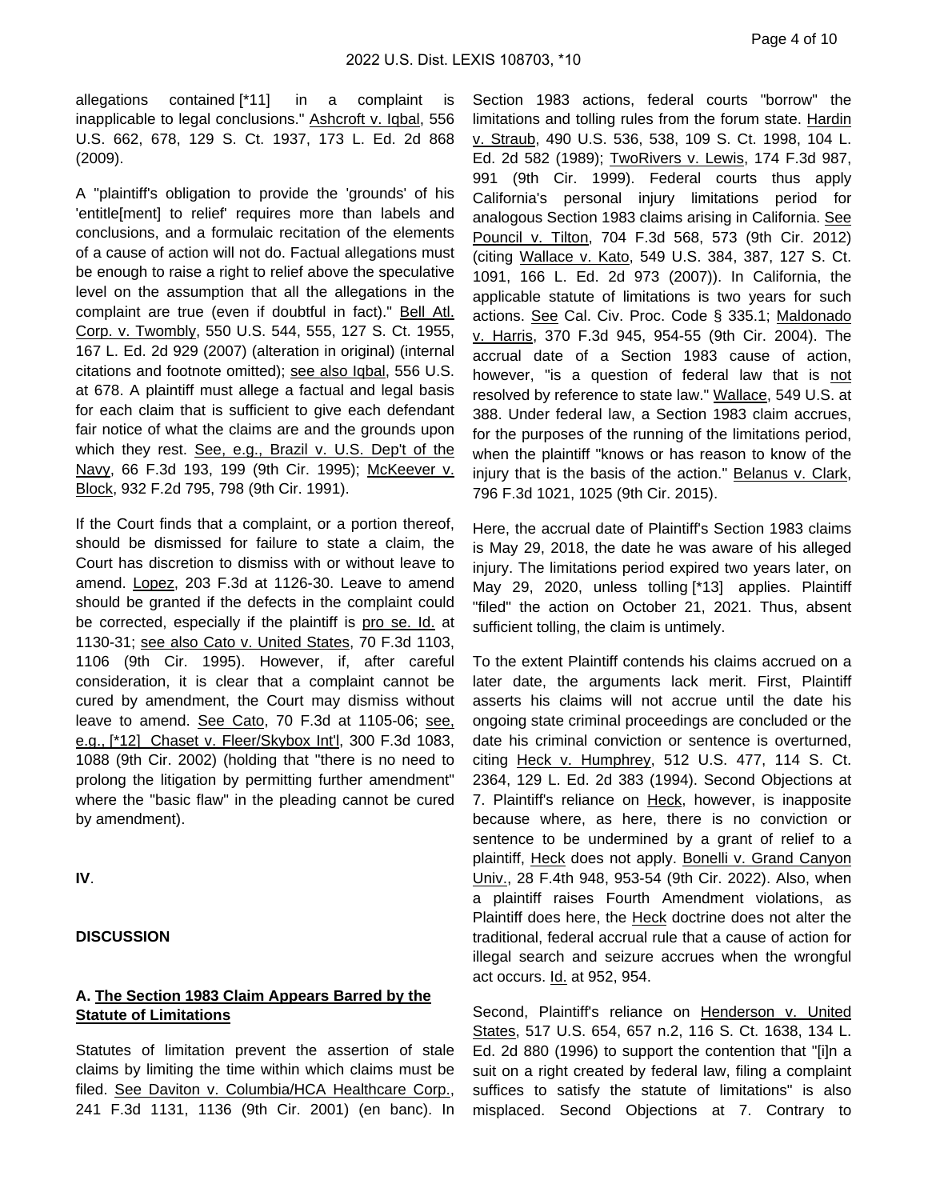allegations contained [*11] in a complaint is inapplicable to legal conclusions." Ashcroft v. Iqbal, 556 U.S. 662, 678, 129 S. Ct. 1937, 173 L. Ed. 2d 868 (2009).

A "plaintiff's obligation to provide the 'grounds' of his 'entitle[ment] to relief' requires more than labels and conclusions, and a formulaic recitation of the elements of a cause of action will not do. Factual allegations must be enough to raise a right to relief above the speculative level on the assumption that all the allegations in the complaint are true (even if doubtful in fact)." Bell Atl. Corp. v. Twombly, 550 U.S. 544, 555, 127 S. Ct. 1955, 167 L. Ed. 2d 929 (2007) (alteration in original) (internal citations and footnote omitted); see also Iqbal, 556 U.S. at 678. A plaintiff must allege a factual and legal basis for each claim that is sufficient to give each defendant fair notice of what the claims are and the grounds upon which they rest. See, e.g., Brazil v. U.S. Dep't of the Navy, 66 F.3d 193, 199 (9th Cir. 1995); McKeever v. Block, 932 F.2d 795, 798 (9th Cir. 1991).

If the Court finds that a complaint, or a portion thereof, should be dismissed for failure to state a claim, the Court has discretion to dismiss with or without leave to amend. Lopez, 203 F.3d at 1126-30. Leave to amend should be granted if the defects in the complaint could be corrected, especially if the plaintiff is pro se. Id. at 1130-31; see also Cato v. United States, 70 F.3d 1103, 1106 (9th Cir. 1995). However, if, after careful consideration, it is clear that a complaint cannot be cured by amendment, the Court may dismiss without leave to amend. See Cato, 70 F.3d at 1105-06; see, e.g., [*12] Chaset v. Fleer/Skybox Int'l, 300 F.3d 1083, 1088 (9th Cir. 2002) (holding that "there is no need to prolong the litigation by permitting further amendment" where the "basic flaw" in the pleading cannot be cured by amendment).

**IV**.

**DISCUSSION**

### A. The Section 1983 Claim Appears Barred by the Statute of Limitations

Statutes of limitation prevent the assertion of stale claims by limiting the time within which claims must be filed. See Daviton v. Columbia/HCA Healthcare Corp., 241 F.3d 1131, 1136 (9th Cir. 2001) (en banc). In Section 1983 actions, federal courts "borrow" the limitations and tolling rules from the forum state. Hardin v. Straub, 490 U.S. 536, 538, 109 S. Ct. 1998, 104 L. Ed. 2d 582 (1989); TwoRivers v. Lewis, 174 F.3d 987, 991 (9th Cir. 1999). Federal courts thus apply California's personal injury limitations period for analogous Section 1983 claims arising in California. See Pouncil v. Tilton, 704 F.3d 568, 573 (9th Cir. 2012) (citing Wallace v. Kato, 549 U.S. 384, 387, 127 S. Ct. 1091, 166 L. Ed. 2d 973 (2007)). In California, the applicable statute of limitations is two years for such actions. See Cal. Civ. Proc. Code § 335.1; Maldonado v. Harris, 370 F.3d 945, 954-55 (9th Cir. 2004). The accrual date of a Section 1983 cause of action, however, "is a question of federal law that is not resolved by reference to state law." Wallace, 549 U.S. at 388. Under federal law, a Section 1983 claim accrues, for the purposes of the running of the limitations period, when the plaintiff "knows or has reason to know of the injury that is the basis of the action." Belanus v. Clark, 796 F.3d 1021, 1025 (9th Cir. 2015).

Here, the accrual date of Plaintiff's Section 1983 claims is May 29, 2018, the date he was aware of his alleged injury. The limitations period expired two years later, on May 29, 2020, unless tolling [*13] applies. Plaintiff "filed" the action on October 21, 2021. Thus, absent sufficient tolling, the claim is untimely.

To the extent Plaintiff contends his claims accrued on a later date, the arguments lack merit. First, Plaintiff asserts his claims will not accrue until the date his ongoing state criminal proceedings are concluded or the date his criminal conviction or sentence is overturned, citing Heck v. Humphrey, 512 U.S. 477, 114 S. Ct. 2364, 129 L. Ed. 2d 383 (1994). Second Objections at 7. Plaintiff's reliance on Heck, however, is inapposite because where, as here, there is no conviction or sentence to be undermined by a grant of relief to a plaintiff, Heck does not apply. Bonelli v. Grand Canyon Univ., 28 F.4th 948, 953-54 (9th Cir. 2022). Also, when a plaintiff raises Fourth Amendment violations, as Plaintiff does here, the Heck doctrine does not alter the traditional, federal accrual rule that a cause of action for illegal search and seizure accrues when the wrongful act occurs. Id. at 952, 954.

Second, Plaintiff's reliance on Henderson v. United States, 517 U.S. 654, 657 n.2, 116 S. Ct. 1638, 134 L. Ed. 2d 880 (1996) to support the contention that "[i]n a suit on a right created by federal law, filing a complaint suffices to satisfy the statute of limitations" is also misplaced. Second Objections at 7. Contrary to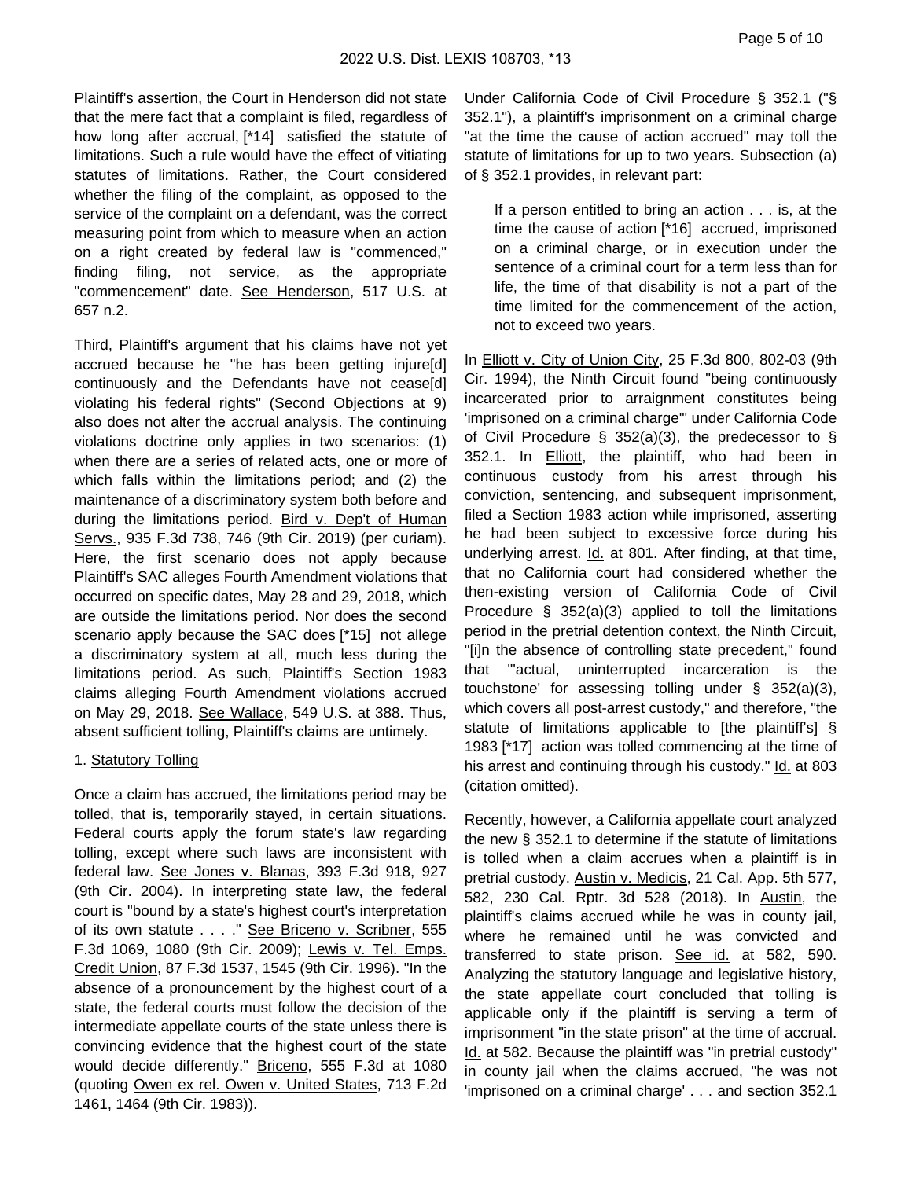Plaintiff's assertion, the Court in Henderson did not state that the mere fact that a complaint is filed, regardless of how long after accrual, [*14] satisfied the statute of limitations. Such a rule would have the effect of vitiating statutes of limitations. Rather, the Court considered whether the filing of the complaint, as opposed to the service of the complaint on a defendant, was the correct measuring point from which to measure when an action on a right created by federal law is "commenced," finding filing, not service, as the appropriate "commencement" date. See Henderson, 517 U.S. at 657 n.2.

Third, Plaintiff's argument that his claims have not yet accrued because he "he has been getting injure[d] continuously and the Defendants have not cease[d] violating his federal rights" (Second Objections at 9) also does not alter the accrual analysis. The continuing violations doctrine only applies in two scenarios: (1) when there are a series of related acts, one or more of which falls within the limitations period; and (2) the maintenance of a discriminatory system both before and during the limitations period. Bird v. Dep't of Human Servs., 935 F.3d 738, 746 (9th Cir. 2019) (per curiam). Here, the first scenario does not apply because Plaintiff's SAC alleges Fourth Amendment violations that occurred on specific dates, May 28 and 29, 2018, which are outside the limitations period. Nor does the second scenario apply because the SAC does [*15] not allege a discriminatory system at all, much less during the limitations period. As such, Plaintiff's Section 1983 claims alleging Fourth Amendment violations accrued on May 29, 2018. See Wallace, 549 U.S. at 388. Thus, absent sufficient tolling, Plaintiff's claims are untimely.

1. Statutory Tolling

Once a claim has accrued, the limitations period may be tolled, that is, temporarily stayed, in certain situations. Federal courts apply the forum state's law regarding tolling, except where such laws are inconsistent with federal law. See Jones v. Blanas, 393 F.3d 918, 927 (9th Cir. 2004). In interpreting state law, the federal court is "bound by a state's highest court's interpretation of its own statute . . . ." See Briceno v. Scribner, 555 F.3d 1069, 1080 (9th Cir. 2009); Lewis v. Tel. Emps. Credit Union, 87 F.3d 1537, 1545 (9th Cir. 1996). "In the absence of a pronouncement by the highest court of a state, the federal courts must follow the decision of the intermediate appellate courts of the state unless there is convincing evidence that the highest court of the state would decide differently." Briceno, 555 F.3d at 1080 (quoting Owen ex rel. Owen v. United States, 713 F.2d 1461, 1464 (9th Cir. 1983)).

Under California Code of Civil Procedure § 352.1 ("§ 352.1"), a plaintiff's imprisonment on a criminal charge "at the time the cause of action accrued" may toll the statute of limitations for up to two years. Subsection (a) of § 352.1 provides, in relevant part:

> If a person entitled to bring an action . . . is, at the time the cause of action [*16] accrued, imprisoned on a criminal charge, or in execution under the sentence of a criminal court for a term less than for life, the time of that disability is not a part of the time limited for the commencement of the action, not to exceed two years.

In Elliott v. City of Union City, 25 F.3d 800, 802-03 (9th Cir. 1994), the Ninth Circuit found "being continuously incarcerated prior to arraignment constitutes being 'imprisoned on a criminal charge'" under California Code of Civil Procedure § 352(a)(3), the predecessor to § 352.1. In Elliott, the plaintiff, who had been in continuous custody from his arrest through his conviction, sentencing, and subsequent imprisonment, filed a Section 1983 action while imprisoned, asserting he had been subject to excessive force during his underlying arrest. Id. at 801. After finding, at that time, that no California court had considered whether the then-existing version of California Code of Civil Procedure § 352(a)(3) applied to toll the limitations period in the pretrial detention context, the Ninth Circuit, "[i]n the absence of controlling state precedent," found that "'actual, uninterrupted incarceration is the touchstone' for assessing tolling under § 352(a)(3), which covers all post-arrest custody," and therefore, "the statute of limitations applicable to [the plaintiff's] § 1983 [*17] action was tolled commencing at the time of his arrest and continuing through his custody." Id. at 803 (citation omitted).

Recently, however, a California appellate court analyzed the new § 352.1 to determine if the statute of limitations is tolled when a claim accrues when a plaintiff is in pretrial custody. Austin v. Medicis, 21 Cal. App. 5th 577, 582, 230 Cal. Rptr. 3d 528 (2018). In Austin, the plaintiff's claims accrued while he was in county jail, where he remained until he was convicted and transferred to state prison. See id. at 582, 590. Analyzing the statutory language and legislative history, the state appellate court concluded that tolling is applicable only if the plaintiff is serving a term of imprisonment "in the state prison" at the time of accrual. Id. at 582. Because the plaintiff was "in pretrial custody" in county jail when the claims accrued, "he was not 'imprisoned on a criminal charge' . . . and section 352.1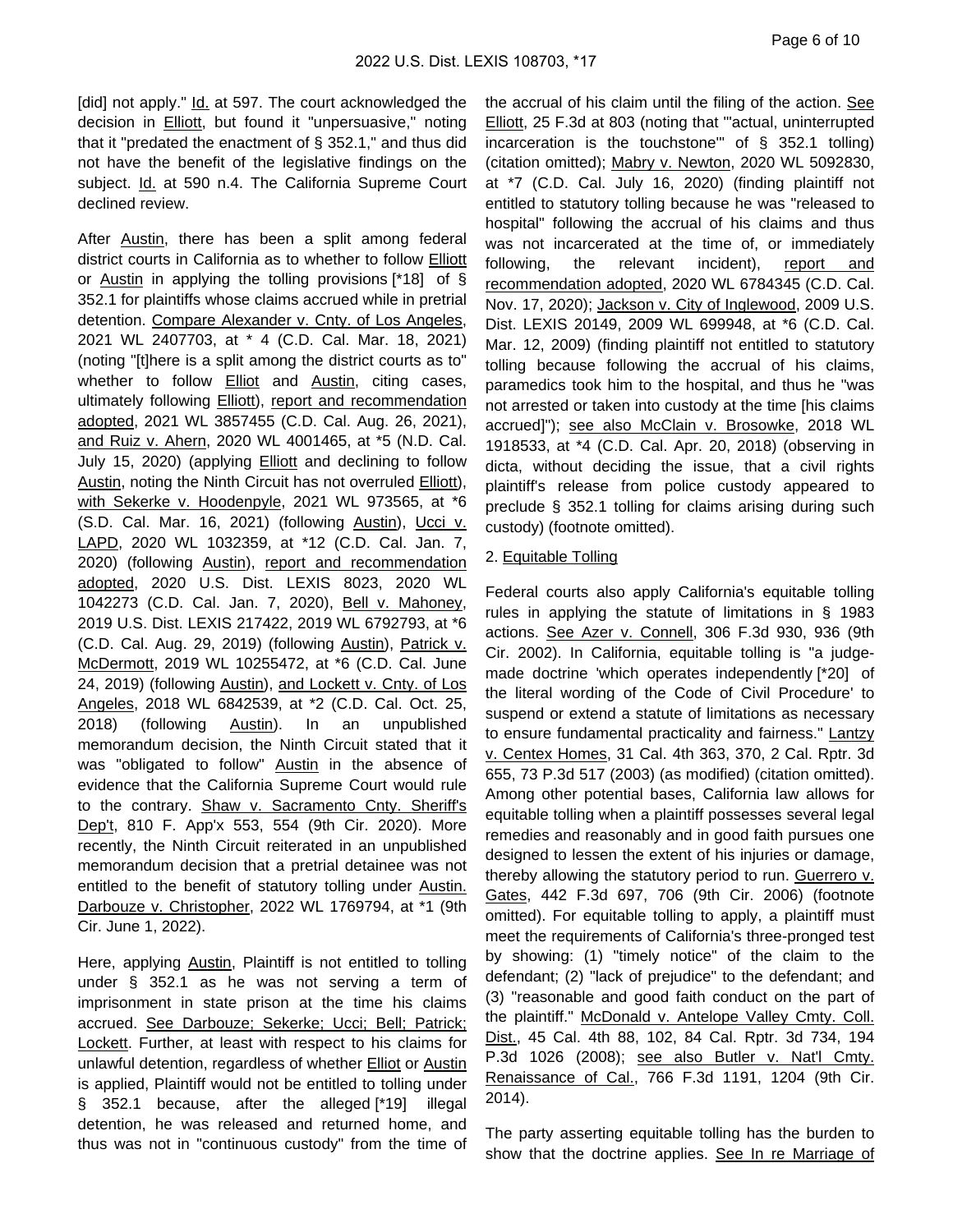[did] not apply." Id. at 597. The court acknowledged the decision in Elliott, but found it "unpersuasive," noting that it "predated the enactment of § 352.1," and thus did not have the benefit of the legislative findings on the subject. Id. at 590 n.4. The California Supreme Court declined review.

After Austin, there has been a split among federal district courts in California as to whether to follow Elliott or Austin in applying the tolling provisions [*18] of § 352.1 for plaintiffs whose claims accrued while in pretrial detention. Compare Alexander v. Cnty. of Los Angeles, 2021 WL 2407703, at * 4 (C.D. Cal. Mar. 18, 2021) (noting "[t]here is a split among the district courts as to" whether to follow Elliot and Austin, citing cases, ultimately following Elliott), report and recommendation adopted, 2021 WL 3857455 (C.D. Cal. Aug. 26, 2021), and Ruiz v. Ahern, 2020 WL 4001465, at *5 (N.D. Cal. July 15, 2020) (applying Elliott and declining to follow Austin, noting the Ninth Circuit has not overruled Elliott), with Sekerke v. Hoodenpyle, 2021 WL 973565, at *6 (S.D. Cal. Mar. 16, 2021) (following Austin), Ucci v. LAPD, 2020 WL 1032359, at *12 (C.D. Cal. Jan. 7, 2020) (following Austin), report and recommendation adopted, 2020 U.S. Dist. LEXIS 8023, 2020 WL 1042273 (C.D. Cal. Jan. 7, 2020), Bell v. Mahoney, 2019 U.S. Dist. LEXIS 217422, 2019 WL 6792793, at *6 (C.D. Cal. Aug. 29, 2019) (following Austin), Patrick v. McDermott, 2019 WL 10255472, at *6 (C.D. Cal. June 24, 2019) (following Austin), and Lockett v. Cnty. of Los Angeles, 2018 WL 6842539, at *2 (C.D. Cal. Oct. 25, 2018) (following Austin). In an unpublished memorandum decision, the Ninth Circuit stated that it was "obligated to follow" Austin in the absence of evidence that the California Supreme Court would rule to the contrary. Shaw v. Sacramento Cnty. Sheriff's Dep't, 810 F. App'x 553, 554 (9th Cir. 2020). More recently, the Ninth Circuit reiterated in an unpublished memorandum decision that a pretrial detainee was not entitled to the benefit of statutory tolling under Austin. Darbouze v. Christopher, 2022 WL 1769794, at *1 (9th Cir. June 1, 2022).

Here, applying Austin, Plaintiff is not entitled to tolling under § 352.1 as he was not serving a term of imprisonment in state prison at the time his claims accrued. See Darbouze; Sekerke; Ucci; Bell; Patrick; Lockett. Further, at least with respect to his claims for unlawful detention, regardless of whether Elliot or Austin is applied, Plaintiff would not be entitled to tolling under § 352.1 because, after the alleged [*19] illegal detention, he was released and returned home, and thus was not in "continuous custody" from the time of the accrual of his claim until the filing of the action. See Elliott, 25 F.3d at 803 (noting that "'actual, uninterrupted incarceration is the touchstone'" of § 352.1 tolling) (citation omitted); Mabry v. Newton, 2020 WL 5092830, at *7 (C.D. Cal. July 16, 2020) (finding plaintiff not entitled to statutory tolling because he was "released to hospital" following the accrual of his claims and thus was not incarcerated at the time of, or immediately following, the relevant incident), report and recommendation adopted, 2020 WL 6784345 (C.D. Cal. Nov. 17, 2020); Jackson v. City of Inglewood, 2009 U.S. Dist. LEXIS 20149, 2009 WL 699948, at *6 (C.D. Cal. Mar. 12, 2009) (finding plaintiff not entitled to statutory tolling because following the accrual of his claims, paramedics took him to the hospital, and thus he "was not arrested or taken into custody at the time [his claims accrued]"); see also McClain v. Brosowke, 2018 WL 1918533, at *4 (C.D. Cal. Apr. 20, 2018) (observing in dicta, without deciding the issue, that a civil rights plaintiff's release from police custody appeared to preclude § 352.1 tolling for claims arising during such custody) (footnote omitted).

2. Equitable Tolling

Federal courts also apply California's equitable tolling rules in applying the statute of limitations in § 1983 actions. See Azer v. Connell, 306 F.3d 930, 936 (9th Cir. 2002). In California, equitable tolling is "a judge-made doctrine 'which operates independently [*20] of the literal wording of the Code of Civil Procedure' to suspend or extend a statute of limitations as necessary to ensure fundamental practicality and fairness." Lantzy v. Centex Homes, 31 Cal. 4th 363, 370, 2 Cal. Rptr. 3d 655, 73 P.3d 517 (2003) (as modified) (citation omitted). Among other potential bases, California law allows for equitable tolling when a plaintiff possesses several legal remedies and reasonably and in good faith pursues one designed to lessen the extent of his injuries or damage, thereby allowing the statutory period to run. Guerrero v. Gates, 442 F.3d 697, 706 (9th Cir. 2006) (footnote omitted). For equitable tolling to apply, a plaintiff must meet the requirements of California's three-pronged test by showing: (1) "timely notice" of the claim to the defendant; (2) "lack of prejudice" to the defendant; and (3) "reasonable and good faith conduct on the part of the plaintiff." McDonald v. Antelope Valley Cmty. Coll. Dist., 45 Cal. 4th 88, 102, 84 Cal. Rptr. 3d 734, 194 P.3d 1026 (2008); see also Butler v. Nat'l Cmty. Renaissance of Cal., 766 F.3d 1191, 1204 (9th Cir. 2014).

The party asserting equitable tolling has the burden to show that the doctrine applies. See In re Marriage of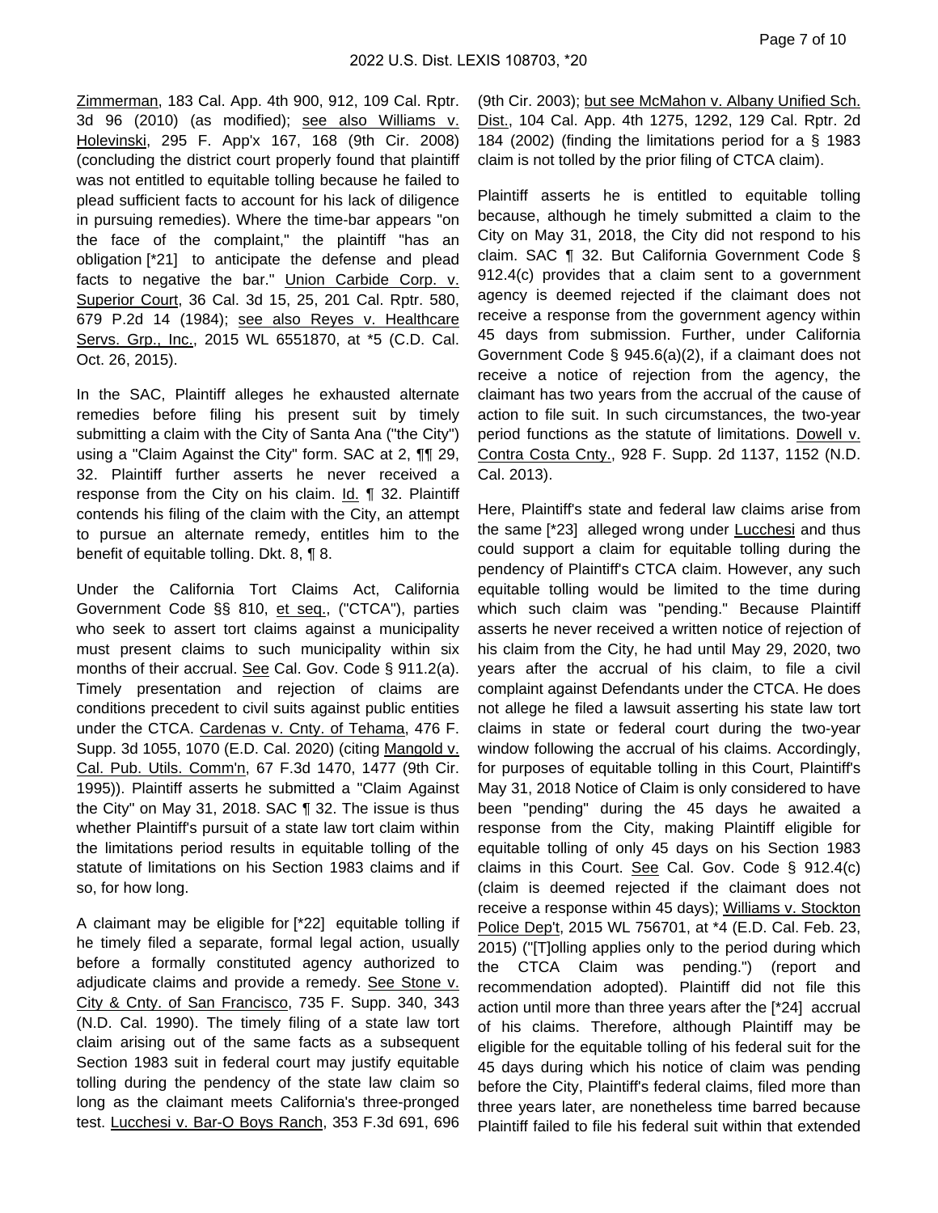Zimmerman, 183 Cal. App. 4th 900, 912, 109 Cal. Rptr. 3d 96 (2010) (as modified); see also Williams v. Holevinski, 295 F. App'x 167, 168 (9th Cir. 2008) (concluding the district court properly found that plaintiff was not entitled to equitable tolling because he failed to plead sufficient facts to account for his lack of diligence in pursuing remedies). Where the time-bar appears "on the face of the complaint," the plaintiff "has an obligation [*21] to anticipate the defense and plead facts to negative the bar." Union Carbide Corp. v. Superior Court, 36 Cal. 3d 15, 25, 201 Cal. Rptr. 580, 679 P.2d 14 (1984); see also Reyes v. Healthcare Servs. Grp., Inc., 2015 WL 6551870, at *5 (C.D. Cal. Oct. 26, 2015).

In the SAC, Plaintiff alleges he exhausted alternate remedies before filing his present suit by timely submitting a claim with the City of Santa Ana ("the City") using a "Claim Against the City" form. SAC at 2, ¶¶ 29, 32. Plaintiff further asserts he never received a response from the City on his claim. Id. ¶ 32. Plaintiff contends his filing of the claim with the City, an attempt to pursue an alternate remedy, entitles him to the benefit of equitable tolling. Dkt. 8, ¶ 8.

Under the California Tort Claims Act, California Government Code §§ 810, et seq., ("CTCA"), parties who seek to assert tort claims against a municipality must present claims to such municipality within six months of their accrual. See Cal. Gov. Code § 911.2(a). Timely presentation and rejection of claims are conditions precedent to civil suits against public entities under the CTCA. Cardenas v. Cnty. of Tehama, 476 F. Supp. 3d 1055, 1070 (E.D. Cal. 2020) (citing Mangold v. Cal. Pub. Utils. Comm'n, 67 F.3d 1470, 1477 (9th Cir. 1995)). Plaintiff asserts he submitted a "Claim Against the City" on May 31, 2018. SAC ¶ 32. The issue is thus whether Plaintiff's pursuit of a state law tort claim within the limitations period results in equitable tolling of the statute of limitations on his Section 1983 claims and if so, for how long.

A claimant may be eligible for [*22] equitable tolling if he timely filed a separate, formal legal action, usually before a formally constituted agency authorized to adjudicate claims and provide a remedy. See Stone v. City & Cnty. of San Francisco, 735 F. Supp. 340, 343 (N.D. Cal. 1990). The timely filing of a state law tort claim arising out of the same facts as a subsequent Section 1983 suit in federal court may justify equitable tolling during the pendency of the state law claim so long as the claimant meets California's three-pronged test. Lucchesi v. Bar-O Boys Ranch, 353 F.3d 691, 696 (9th Cir. 2003); but see McMahon v. Albany Unified Sch. Dist., 104 Cal. App. 4th 1275, 1292, 129 Cal. Rptr. 2d 184 (2002) (finding the limitations period for a § 1983 claim is not tolled by the prior filing of CTCA claim).

Plaintiff asserts he is entitled to equitable tolling because, although he timely submitted a claim to the City on May 31, 2018, the City did not respond to his claim. SAC ¶ 32. But California Government Code § 912.4(c) provides that a claim sent to a government agency is deemed rejected if the claimant does not receive a response from the government agency within 45 days from submission. Further, under California Government Code § 945.6(a)(2), if a claimant does not receive a notice of rejection from the agency, the claimant has two years from the accrual of the cause of action to file suit. In such circumstances, the two-year period functions as the statute of limitations. Dowell v. Contra Costa Cnty., 928 F. Supp. 2d 1137, 1152 (N.D. Cal. 2013).

Here, Plaintiff's state and federal law claims arise from the same [*23] alleged wrong under Lucchesi and thus could support a claim for equitable tolling during the pendency of Plaintiff's CTCA claim. However, any such equitable tolling would be limited to the time during which such claim was "pending." Because Plaintiff asserts he never received a written notice of rejection of his claim from the City, he had until May 29, 2020, two years after the accrual of his claim, to file a civil complaint against Defendants under the CTCA. He does not allege he filed a lawsuit asserting his state law tort claims in state or federal court during the two-year window following the accrual of his claims. Accordingly, for purposes of equitable tolling in this Court, Plaintiff's May 31, 2018 Notice of Claim is only considered to have been "pending" during the 45 days he awaited a response from the City, making Plaintiff eligible for equitable tolling of only 45 days on his Section 1983 claims in this Court. See Cal. Gov. Code § 912.4(c) (claim is deemed rejected if the claimant does not receive a response within 45 days); Williams v. Stockton Police Dep't, 2015 WL 756701, at *4 (E.D. Cal. Feb. 23, 2015) ("[T]olling applies only to the period during which the CTCA Claim was pending.") (report and recommendation adopted). Plaintiff did not file this action until more than three years after the [*24] accrual of his claims. Therefore, although Plaintiff may be eligible for the equitable tolling of his federal suit for the 45 days during which his notice of claim was pending before the City, Plaintiff's federal claims, filed more than three years later, are nonetheless time barred because Plaintiff failed to file his federal suit within that extended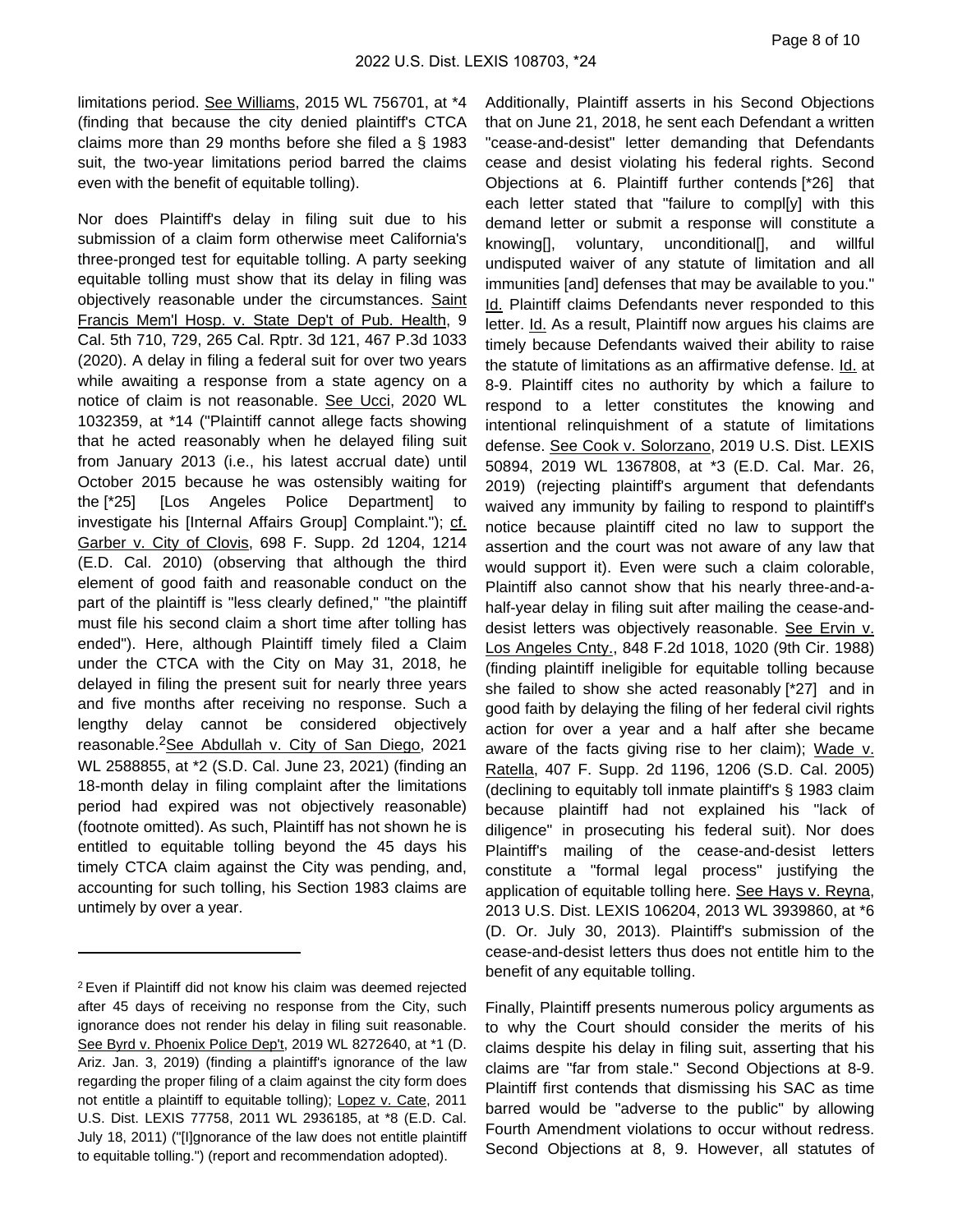limitations period. See Williams, 2015 WL 756701, at *4 (finding that because the city denied plaintiff's CTCA claims more than 29 months before she filed a § 1983 suit, the two-year limitations period barred the claims even with the benefit of equitable tolling).

Nor does Plaintiff's delay in filing suit due to his submission of a claim form otherwise meet California's three-pronged test for equitable tolling. A party seeking equitable tolling must show that its delay in filing was objectively reasonable under the circumstances. Saint Francis Mem'l Hosp. v. State Dep't of Pub. Health, 9 Cal. 5th 710, 729, 265 Cal. Rptr. 3d 121, 467 P.3d 1033 (2020). A delay in filing a federal suit for over two years while awaiting a response from a state agency on a notice of claim is not reasonable. See Ucci, 2020 WL 1032359, at *14 ("Plaintiff cannot allege facts showing that he acted reasonably when he delayed filing suit from January 2013 (i.e., his latest accrual date) until October 2015 because he was ostensibly waiting for the [*25] [Los Angeles Police Department] to investigate his [Internal Affairs Group] Complaint."); cf. Garber v. City of Clovis, 698 F. Supp. 2d 1204, 1214 (E.D. Cal. 2010) (observing that although the third element of good faith and reasonable conduct on the part of the plaintiff is "less clearly defined," "the plaintiff must file his second claim a short time after tolling has ended"). Here, although Plaintiff timely filed a Claim under the CTCA with the City on May 31, 2018, he delayed in filing the present suit for nearly three years and five months after receiving no response. Such a lengthy delay cannot be considered objectively reasonable.[2] See Abdullah v. City of San Diego, 2021 WL 2588855, at *2 (S.D. Cal. June 23, 2021) (finding an 18-month delay in filing complaint after the limitations period had expired was not objectively reasonable) (footnote omitted). As such, Plaintiff has not shown he is entitled to equitable tolling beyond the 45 days his timely CTCA claim against the City was pending, and, accounting for such tolling, his Section 1983 claims are untimely by over a year.

Additionally, Plaintiff asserts in his Second Objections that on June 21, 2018, he sent each Defendant a written "cease-and-desist" letter demanding that Defendants cease and desist violating his federal rights. Second Objections at 6. Plaintiff further contends [*26] that each letter stated that "failure to compl[y] with this demand letter or submit a response will constitute a knowing[], voluntary, unconditional[], and willful undisputed waiver of any statute of limitation and all immunities [and] defenses that may be available to you." Id. Plaintiff claims Defendants never responded to this letter. Id. As a result, Plaintiff now argues his claims are timely because Defendants waived their ability to raise the statute of limitations as an affirmative defense. Id. at 8-9. Plaintiff cites no authority by which a failure to respond to a letter constitutes the knowing and intentional relinquishment of a statute of limitations defense. See Cook v. Solorzano, 2019 U.S. Dist. LEXIS 50894, 2019 WL 1367808, at *3 (E.D. Cal. Mar. 26, 2019) (rejecting plaintiff's argument that defendants waived any immunity by failing to respond to plaintiff's notice because plaintiff cited no law to support the assertion and the court was not aware of any law that would support it). Even were such a claim colorable, Plaintiff also cannot show that his nearly three-and-a-half-year delay in filing suit after mailing the cease-and-desist letters was objectively reasonable. See Ervin v. Los Angeles Cnty., 848 F.2d 1018, 1020 (9th Cir. 1988) (finding plaintiff ineligible for equitable tolling because she failed to show she acted reasonably [*27] and in good faith by delaying the filing of her federal civil rights action for over a year and a half after she became aware of the facts giving rise to her claim); Wade v. Ratella, 407 F. Supp. 2d 1196, 1206 (S.D. Cal. 2005) (declining to equitably toll inmate plaintiff's § 1983 claim because plaintiff had not explained his "lack of diligence" in prosecuting his federal suit). Nor does Plaintiff's mailing of the cease-and-desist letters constitute a "formal legal process" justifying the application of equitable tolling here. See Hays v. Reyna, 2013 U.S. Dist. LEXIS 106204, 2013 WL 3939860, at *6 (D. Or. July 30, 2013). Plaintiff's submission of the cease-and-desist letters thus does not entitle him to the benefit of any equitable tolling.

Finally, Plaintiff presents numerous policy arguments as to why the Court should consider the merits of his claims despite his delay in filing suit, asserting that his claims are "far from stale." Second Objections at 8-9. Plaintiff first contends that dismissing his SAC as time barred would be "adverse to the public" by allowing Fourth Amendment violations to occur without redress. Second Objections at 8, 9. However, all statutes of

---

[2] Even if Plaintiff did not know his claim was deemed rejected after 45 days of receiving no response from the City, such ignorance does not render his delay in filing suit reasonable. See Byrd v. Phoenix Police Dep't, 2019 WL 8272640, at *1 (D. Ariz. Jan. 3, 2019) (finding a plaintiff's ignorance of the law regarding the proper filing of a claim against the city form does not entitle a plaintiff to equitable tolling); Lopez v. Cate, 2011 U.S. Dist. LEXIS 77758, 2011 WL 2936185, at *8 (E.D. Cal. July 18, 2011) ("[I]gnorance of the law does not entitle plaintiff to equitable tolling.") (report and recommendation adopted).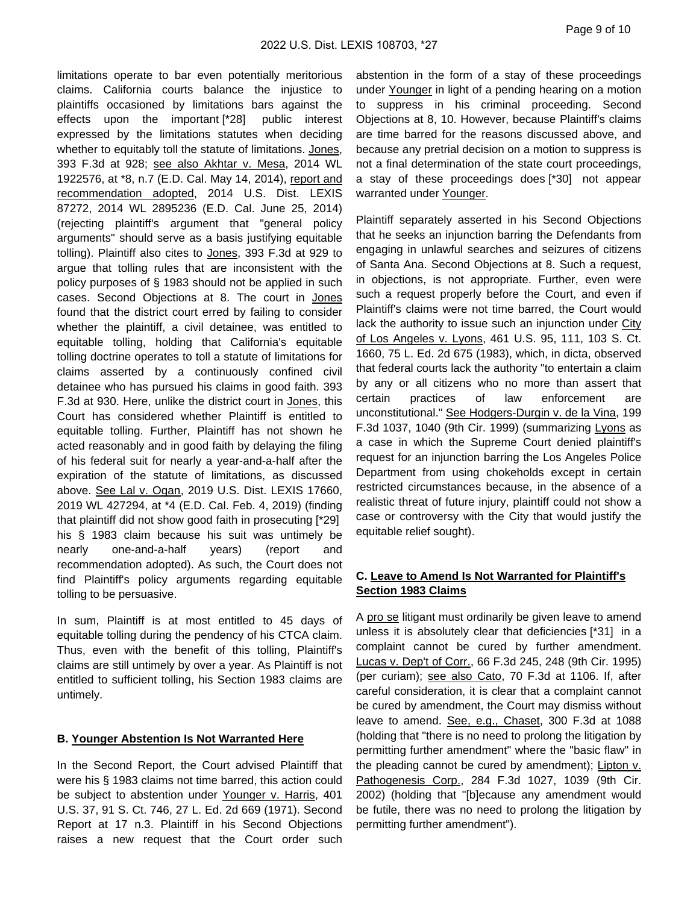limitations operate to bar even potentially meritorious claims. California courts balance the injustice to plaintiffs occasioned by limitations bars against the effects upon the important [*28] public interest expressed by the limitations statutes when deciding whether to equitably toll the statute of limitations. Jones, 393 F.3d at 928; see also Akhtar v. Mesa, 2014 WL 1922576, at *8, n.7 (E.D. Cal. May 14, 2014), report and recommendation adopted, 2014 U.S. Dist. LEXIS 87272, 2014 WL 2895236 (E.D. Cal. June 25, 2014) (rejecting plaintiff's argument that "general policy arguments" should serve as a basis justifying equitable tolling). Plaintiff also cites to Jones, 393 F.3d at 929 to argue that tolling rules that are inconsistent with the policy purposes of § 1983 should not be applied in such cases. Second Objections at 8. The court in Jones found that the district court erred by failing to consider whether the plaintiff, a civil detainee, was entitled to equitable tolling, holding that California's equitable tolling doctrine operates to toll a statute of limitations for claims asserted by a continuously confined civil detainee who has pursued his claims in good faith. 393 F.3d at 930. Here, unlike the district court in Jones, this Court has considered whether Plaintiff is entitled to equitable tolling. Further, Plaintiff has not shown he acted reasonably and in good faith by delaying the filing of his federal suit for nearly a year-and-a-half after the expiration of the statute of limitations, as discussed above. See Lal v. Ogan, 2019 U.S. Dist. LEXIS 17660, 2019 WL 427294, at *4 (E.D. Cal. Feb. 4, 2019) (finding that plaintiff did not show good faith in prosecuting [*29] his § 1983 claim because his suit was untimely be nearly one-and-a-half years) (report and recommendation adopted). As such, the Court does not find Plaintiff's policy arguments regarding equitable tolling to be persuasive.

In sum, Plaintiff is at most entitled to 45 days of equitable tolling during the pendency of his CTCA claim. Thus, even with the benefit of this tolling, Plaintiff's claims are still untimely by over a year. As Plaintiff is not entitled to sufficient tolling, his Section 1983 claims are untimely.

### B. Younger Abstention Is Not Warranted Here

In the Second Report, the Court advised Plaintiff that were his § 1983 claims not time barred, this action could be subject to abstention under Younger v. Harris, 401 U.S. 37, 91 S. Ct. 746, 27 L. Ed. 2d 669 (1971). Second Report at 17 n.3. Plaintiff in his Second Objections raises a new request that the Court order such abstention in the form of a stay of these proceedings under Younger in light of a pending hearing on a motion to suppress in his criminal proceeding. Second Objections at 8, 10. However, because Plaintiff's claims are time barred for the reasons discussed above, and because any pretrial decision on a motion to suppress is not a final determination of the state court proceedings, a stay of these proceedings does [*30] not appear warranted under Younger.

Plaintiff separately asserted in his Second Objections that he seeks an injunction barring the Defendants from engaging in unlawful searches and seizures of citizens of Santa Ana. Second Objections at 8. Such a request, in objections, is not appropriate. Further, even were such a request properly before the Court, and even if Plaintiff's claims were not time barred, the Court would lack the authority to issue such an injunction under City of Los Angeles v. Lyons, 461 U.S. 95, 111, 103 S. Ct. 1660, 75 L. Ed. 2d 675 (1983), which, in dicta, observed that federal courts lack the authority "to entertain a claim by any or all citizens who no more than assert that certain practices of law enforcement are unconstitutional." See Hodgers-Durgin v. de la Vina, 199 F.3d 1037, 1040 (9th Cir. 1999) (summarizing Lyons as a case in which the Supreme Court denied plaintiff's request for an injunction barring the Los Angeles Police Department from using chokeholds except in certain restricted circumstances because, in the absence of a realistic threat of future injury, plaintiff could not show a case or controversy with the City that would justify the equitable relief sought).

### C. Leave to Amend Is Not Warranted for Plaintiff's Section 1983 Claims

A pro se litigant must ordinarily be given leave to amend unless it is absolutely clear that deficiencies [*31] in a complaint cannot be cured by further amendment. Lucas v. Dep't of Corr., 66 F.3d 245, 248 (9th Cir. 1995) (per curiam); see also Cato, 70 F.3d at 1106. If, after careful consideration, it is clear that a complaint cannot be cured by amendment, the Court may dismiss without leave to amend. See, e.g., Chaset, 300 F.3d at 1088 (holding that "there is no need to prolong the litigation by permitting further amendment" where the "basic flaw" in the pleading cannot be cured by amendment); Lipton v. Pathogenesis Corp., 284 F.3d 1027, 1039 (9th Cir. 2002) (holding that "[b]ecause any amendment would be futile, there was no need to prolong the litigation by permitting further amendment").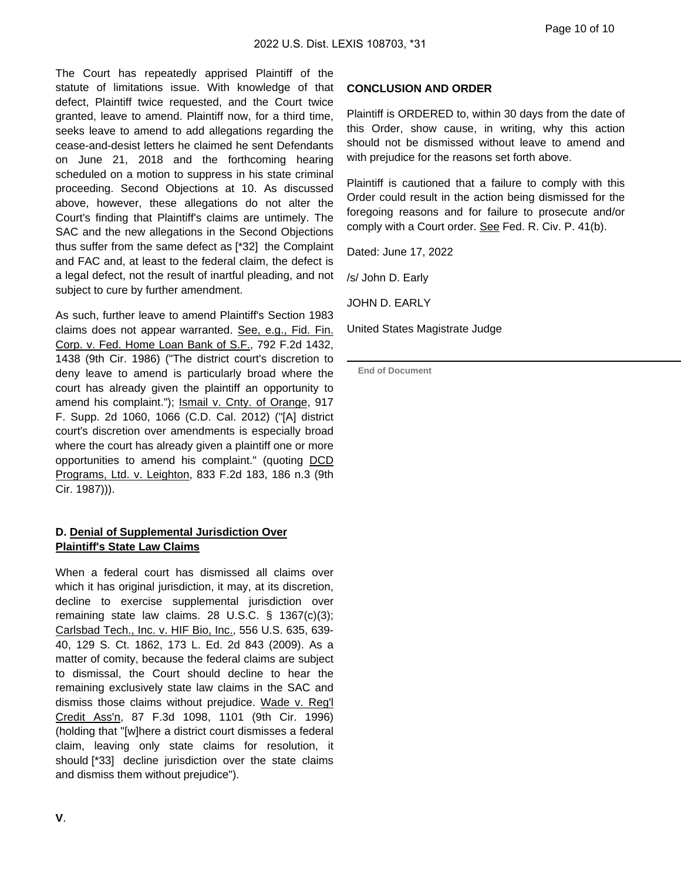The Court has repeatedly apprised Plaintiff of the statute of limitations issue. With knowledge of that defect, Plaintiff twice requested, and the Court twice granted, leave to amend. Plaintiff now, for a third time, seeks leave to amend to add allegations regarding the cease-and-desist letters he claimed he sent Defendants on June 21, 2018 and the forthcoming hearing scheduled on a motion to suppress in his state criminal proceeding. Second Objections at 10. As discussed above, however, these allegations do not alter the Court's finding that Plaintiff's claims are untimely. The SAC and the new allegations in the Second Objections thus suffer from the same defect as [*32] the Complaint and FAC and, at least to the federal claim, the defect is a legal defect, not the result of inartful pleading, and not subject to cure by further amendment.

As such, further leave to amend Plaintiff's Section 1983 claims does not appear warranted. See, e.g., Fid. Fin. Corp. v. Fed. Home Loan Bank of S.F., 792 F.2d 1432, 1438 (9th Cir. 1986) ("The district court's discretion to deny leave to amend is particularly broad where the court has already given the plaintiff an opportunity to amend his complaint."); Ismail v. Cnty. of Orange, 917 F. Supp. 2d 1060, 1066 (C.D. Cal. 2012) ("[A] district court's discretion over amendments is especially broad where the court has already given a plaintiff one or more opportunities to amend his complaint." (quoting DCD Programs, Ltd. v. Leighton, 833 F.2d 183, 186 n.3 (9th Cir. 1987))).

### D. Denial of Supplemental Jurisdiction Over Plaintiff's State Law Claims

When a federal court has dismissed all claims over which it has original jurisdiction, it may, at its discretion, decline to exercise supplemental jurisdiction over remaining state law claims. 28 U.S.C. § 1367(c)(3); Carlsbad Tech., Inc. v. HIF Bio, Inc., 556 U.S. 635, 639-40, 129 S. Ct. 1862, 173 L. Ed. 2d 843 (2009). As a matter of comity, because the federal claims are subject to dismissal, the Court should decline to hear the remaining exclusively state law claims in the SAC and dismiss those claims without prejudice. Wade v. Reg'l Credit Ass'n, 87 F.3d 1098, 1101 (9th Cir. 1996) (holding that "[w]here a district court dismisses a federal claim, leaving only state claims for resolution, it should [*33] decline jurisdiction over the state claims and dismiss them without prejudice").

**V.**

### CONCLUSION AND ORDER

Plaintiff is ORDERED to, within 30 days from the date of this Order, show cause, in writing, why this action should not be dismissed without leave to amend and with prejudice for the reasons set forth above.

Plaintiff is cautioned that a failure to comply with this Order could result in the action being dismissed for the foregoing reasons and for failure to prosecute and/or comply with a Court order. See Fed. R. Civ. P. 41(b).

Dated: June 17, 2022

/s/ John D. Early

JOHN D. EARLY

United States Magistrate Judge

End of Document